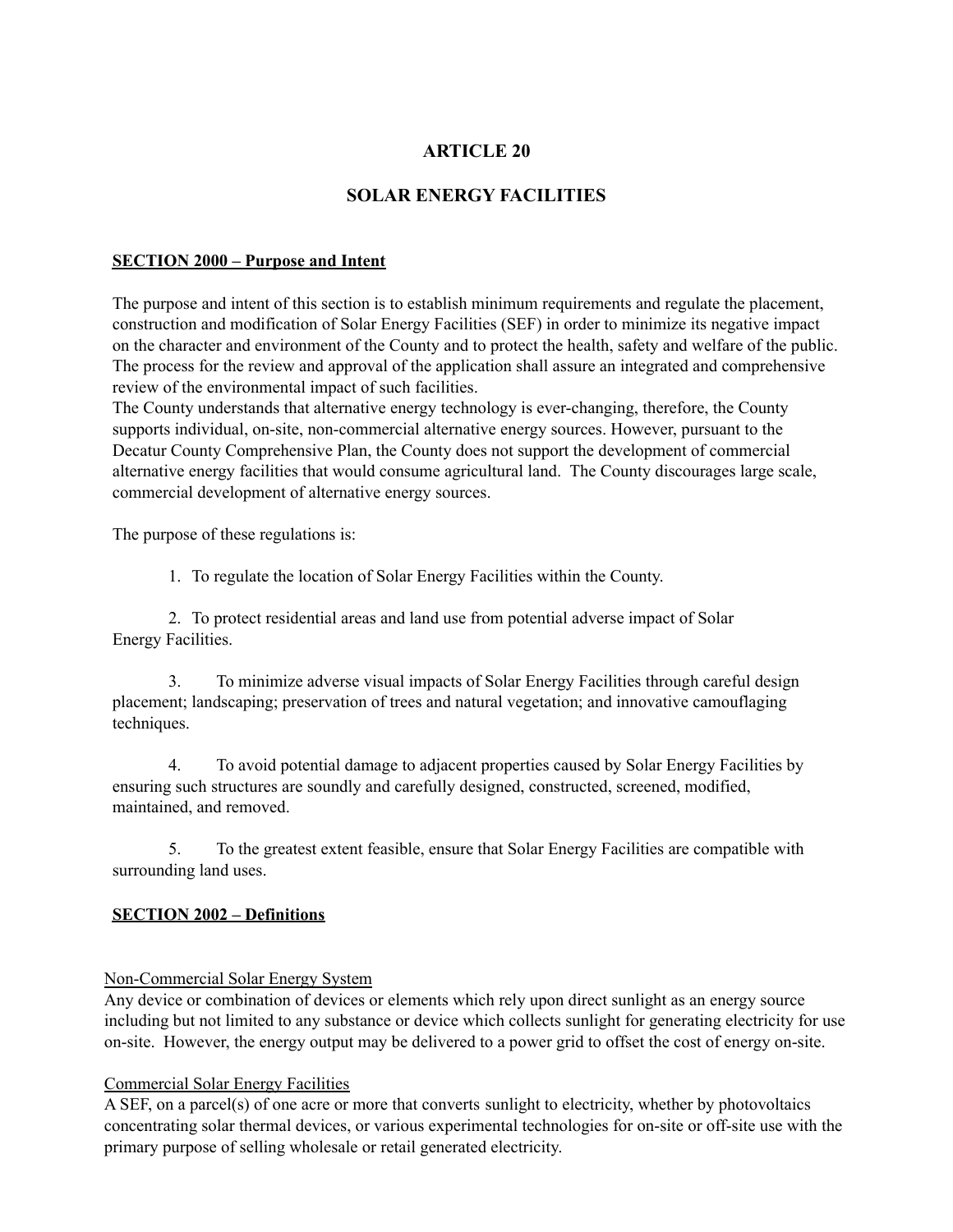# ARTICLE 20

# SOLAR ENERGY FACILITIES

## SECTION 2000 – Purpose and Intent

The purpose and intent of this section is to establish minimum requirements and regulate the placement, construction and modification of Solar Energy Facilities (SEF) in order to minimize its negative impact on the character and environment of the County and to protect the health, safety and welfare of the public. The process for the review and approval of the application shall assure an integrated and comprehensive review of the environmental impact of such facilities.
The County understands that alternative energy technology is ever-changing, therefore, the County supports individual, on-site, non-commercial alternative energy sources. However, pursuant to the Decatur County Comprehensive Plan, the County does not support the development of commercial alternative energy facilities that would consume agricultural land. The County discourages large scale, commercial development of alternative energy sources.

The purpose of these regulations is:

1. To regulate the location of Solar Energy Facilities within the County.

2. To protect residential areas and land use from potential adverse impact of Solar Energy Facilities.

3. To minimize adverse visual impacts of Solar Energy Facilities through careful design placement; landscaping; preservation of trees and natural vegetation; and innovative camouflaging techniques.

4. To avoid potential damage to adjacent properties caused by Solar Energy Facilities by ensuring such structures are soundly and carefully designed, constructed, screened, modified, maintained, and removed.

5. To the greatest extent feasible, ensure that Solar Energy Facilities are compatible with surrounding land uses.

## SECTION 2002 – Definitions

Non-Commercial Solar Energy System
Any device or combination of devices or elements which rely upon direct sunlight as an energy source including but not limited to any substance or device which collects sunlight for generating electricity for use on-site. However, the energy output may be delivered to a power grid to offset the cost of energy on-site.

Commercial Solar Energy Facilities
A SEF, on a parcel(s) of one acre or more that converts sunlight to electricity, whether by photovoltaics concentrating solar thermal devices, or various experimental technologies for on-site or off-site use with the primary purpose of selling wholesale or retail generated electricity.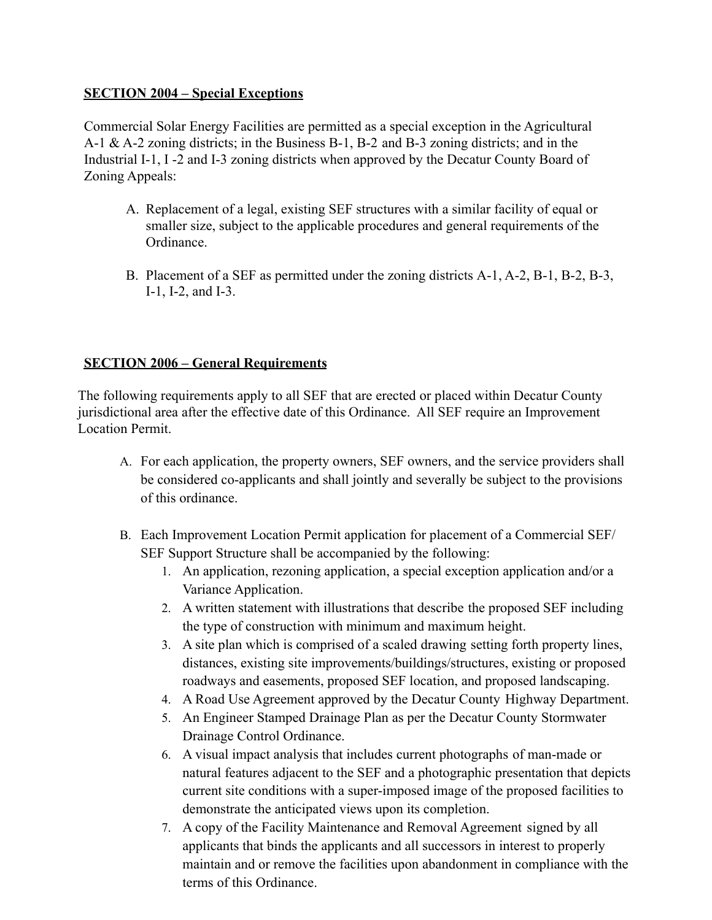**SECTION 2004 – Special Exceptions**

Commercial Solar Energy Facilities are permitted as a special exception in the Agricultural A-1 & A-2 zoning districts; in the Business B-1, B-2 and B-3 zoning districts; and in the Industrial I-1, I -2 and I-3 zoning districts when approved by the Decatur County Board of Zoning Appeals:

A. Replacement of a legal, existing SEF structures with a similar facility of equal or smaller size, subject to the applicable procedures and general requirements of the Ordinance.

B. Placement of a SEF as permitted under the zoning districts A-1, A-2, B-1, B-2, B-3, I-1, I-2, and I-3.

**SECTION 2006 – General Requirements**

The following requirements apply to all SEF that are erected or placed within Decatur County jurisdictional area after the effective date of this Ordinance. All SEF require an Improvement Location Permit.

A. For each application, the property owners, SEF owners, and the service providers shall be considered co-applicants and shall jointly and severally be subject to the provisions of this ordinance.

B. Each Improvement Location Permit application for placement of a Commercial SEF/ SEF Support Structure shall be accompanied by the following:
   1. An application, rezoning application, a special exception application and/or a Variance Application.
   2. A written statement with illustrations that describe the proposed SEF including the type of construction with minimum and maximum height.
   3. A site plan which is comprised of a scaled drawing setting forth property lines, distances, existing site improvements/buildings/structures, existing or proposed roadways and easements, proposed SEF location, and proposed landscaping.
   4. A Road Use Agreement approved by the Decatur County Highway Department.
   5. An Engineer Stamped Drainage Plan as per the Decatur County Stormwater Drainage Control Ordinance.
   6. A visual impact analysis that includes current photographs of man-made or natural features adjacent to the SEF and a photographic presentation that depicts current site conditions with a super-imposed image of the proposed facilities to demonstrate the anticipated views upon its completion.
   7. A copy of the Facility Maintenance and Removal Agreement signed by all applicants that binds the applicants and all successors in interest to properly maintain and or remove the facilities upon abandonment in compliance with the terms of this Ordinance.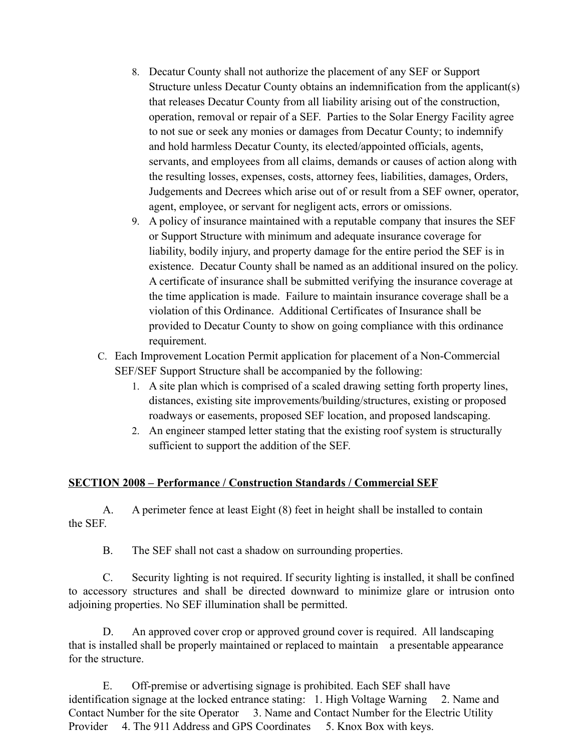8. Decatur County shall not authorize the placement of any SEF or Support Structure unless Decatur County obtains an indemnification from the applicant(s) that releases Decatur County from all liability arising out of the construction, operation, removal or repair of a SEF. Parties to the Solar Energy Facility agree to not sue or seek any monies or damages from Decatur County; to indemnify and hold harmless Decatur County, its elected/appointed officials, agents, servants, and employees from all claims, demands or causes of action along with the resulting losses, expenses, costs, attorney fees, liabilities, damages, Orders, Judgements and Decrees which arise out of or result from a SEF owner, operator, agent, employee, or servant for negligent acts, errors or omissions.
9. A policy of insurance maintained with a reputable company that insures the SEF or Support Structure with minimum and adequate insurance coverage for liability, bodily injury, and property damage for the entire period the SEF is in existence. Decatur County shall be named as an additional insured on the policy. A certificate of insurance shall be submitted verifying the insurance coverage at the time application is made. Failure to maintain insurance coverage shall be a violation of this Ordinance. Additional Certificates of Insurance shall be provided to Decatur County to show on going compliance with this ordinance requirement.

C. Each Improvement Location Permit application for placement of a Non-Commercial SEF/SEF Support Structure shall be accompanied by the following:

1. A site plan which is comprised of a scaled drawing setting forth property lines, distances, existing site improvements/building/structures, existing or proposed roadways or easements, proposed SEF location, and proposed landscaping.
2. An engineer stamped letter stating that the existing roof system is structurally sufficient to support the addition of the SEF.

## SECTION 2008 – Performance / Construction Standards / Commercial SEF

A. A perimeter fence at least Eight (8) feet in height shall be installed to contain the SEF.

B. The SEF shall not cast a shadow on surrounding properties.

C. Security lighting is not required. If security lighting is installed, it shall be confined to accessory structures and shall be directed downward to minimize glare or intrusion onto adjoining properties. No SEF illumination shall be permitted.

D. An approved cover crop or approved ground cover is required. All landscaping that is installed shall be properly maintained or replaced to maintain a presentable appearance for the structure.

E. Off-premise or advertising signage is prohibited. Each SEF shall have identification signage at the locked entrance stating: 1. High Voltage Warning 2. Name and Contact Number for the site Operator 3. Name and Contact Number for the Electric Utility Provider 4. The 911 Address and GPS Coordinates 5. Knox Box with keys.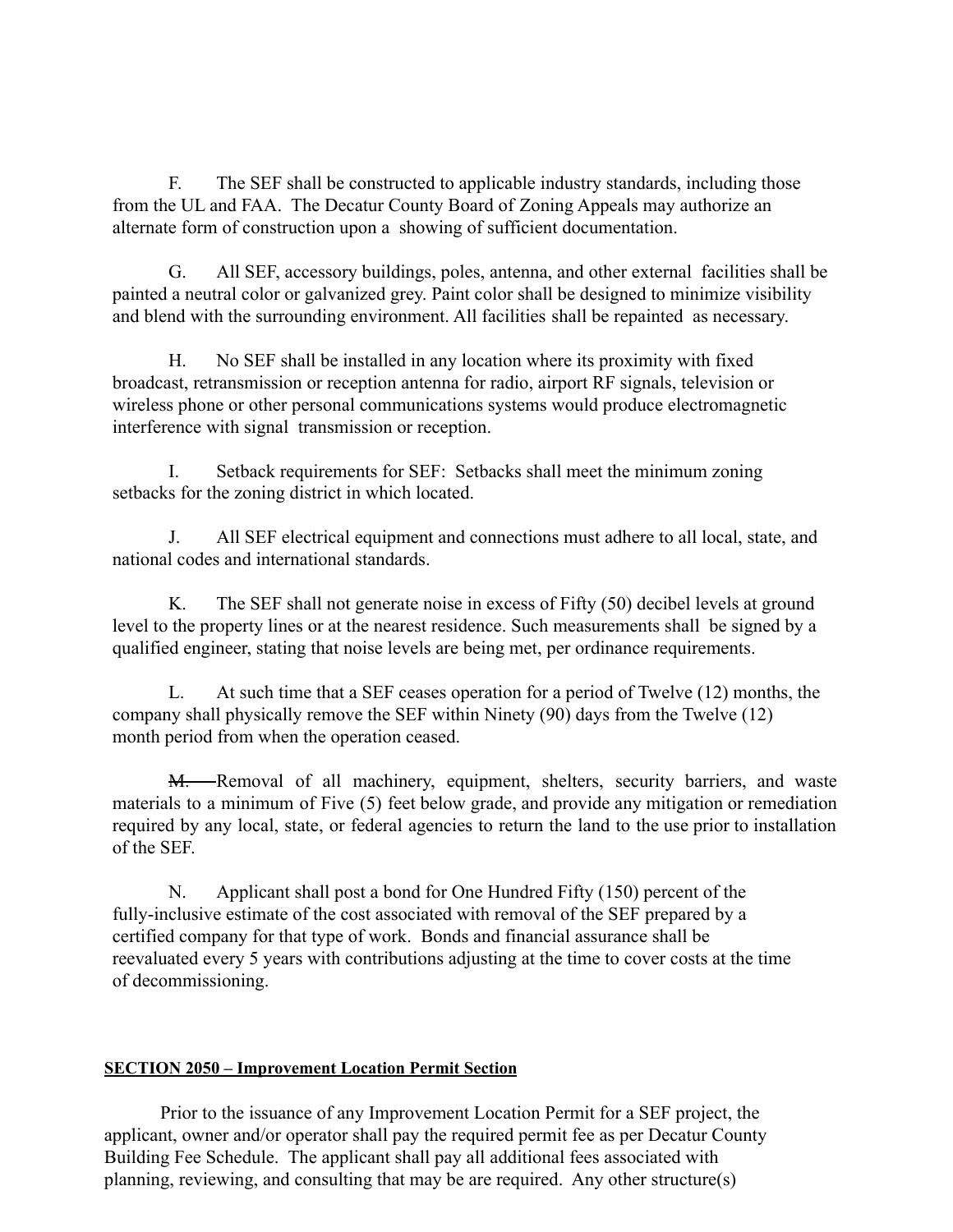F. The SEF shall be constructed to applicable industry standards, including those from the UL and FAA. The Decatur County Board of Zoning Appeals may authorize an alternate form of construction upon a showing of sufficient documentation.

G. All SEF, accessory buildings, poles, antenna, and other external facilities shall be painted a neutral color or galvanized grey. Paint color shall be designed to minimize visibility and blend with the surrounding environment. All facilities shall be repainted as necessary.

H. No SEF shall be installed in any location where its proximity with fixed broadcast, retransmission or reception antenna for radio, airport RF signals, television or wireless phone or other personal communications systems would produce electromagnetic interference with signal transmission or reception.

I. Setback requirements for SEF: Setbacks shall meet the minimum zoning setbacks for the zoning district in which located.

J. All SEF electrical equipment and connections must adhere to all local, state, and national codes and international standards.

K. The SEF shall not generate noise in excess of Fifty (50) decibel levels at ground level to the property lines or at the nearest residence. Such measurements shall be signed by a qualified engineer, stating that noise levels are being met, per ordinance requirements.

L. At such time that a SEF ceases operation for a period of Twelve (12) months, the company shall physically remove the SEF within Ninety (90) days from the Twelve (12) month period from when the operation ceased.

~~M.~~ Removal of all machinery, equipment, shelters, security barriers, and waste materials to a minimum of Five (5) feet below grade, and provide any mitigation or remediation required by any local, state, or federal agencies to return the land to the use prior to installation of the SEF.

N. Applicant shall post a bond for One Hundred Fifty (150) percent of the fully-inclusive estimate of the cost associated with removal of the SEF prepared by a certified company for that type of work. Bonds and financial assurance shall be reevaluated every 5 years with contributions adjusting at the time to cover costs at the time of decommissioning.

**SECTION 2050 – Improvement Location Permit Section**

Prior to the issuance of any Improvement Location Permit for a SEF project, the applicant, owner and/or operator shall pay the required permit fee as per Decatur County Building Fee Schedule. The applicant shall pay all additional fees associated with planning, reviewing, and consulting that may be are required. Any other structure(s)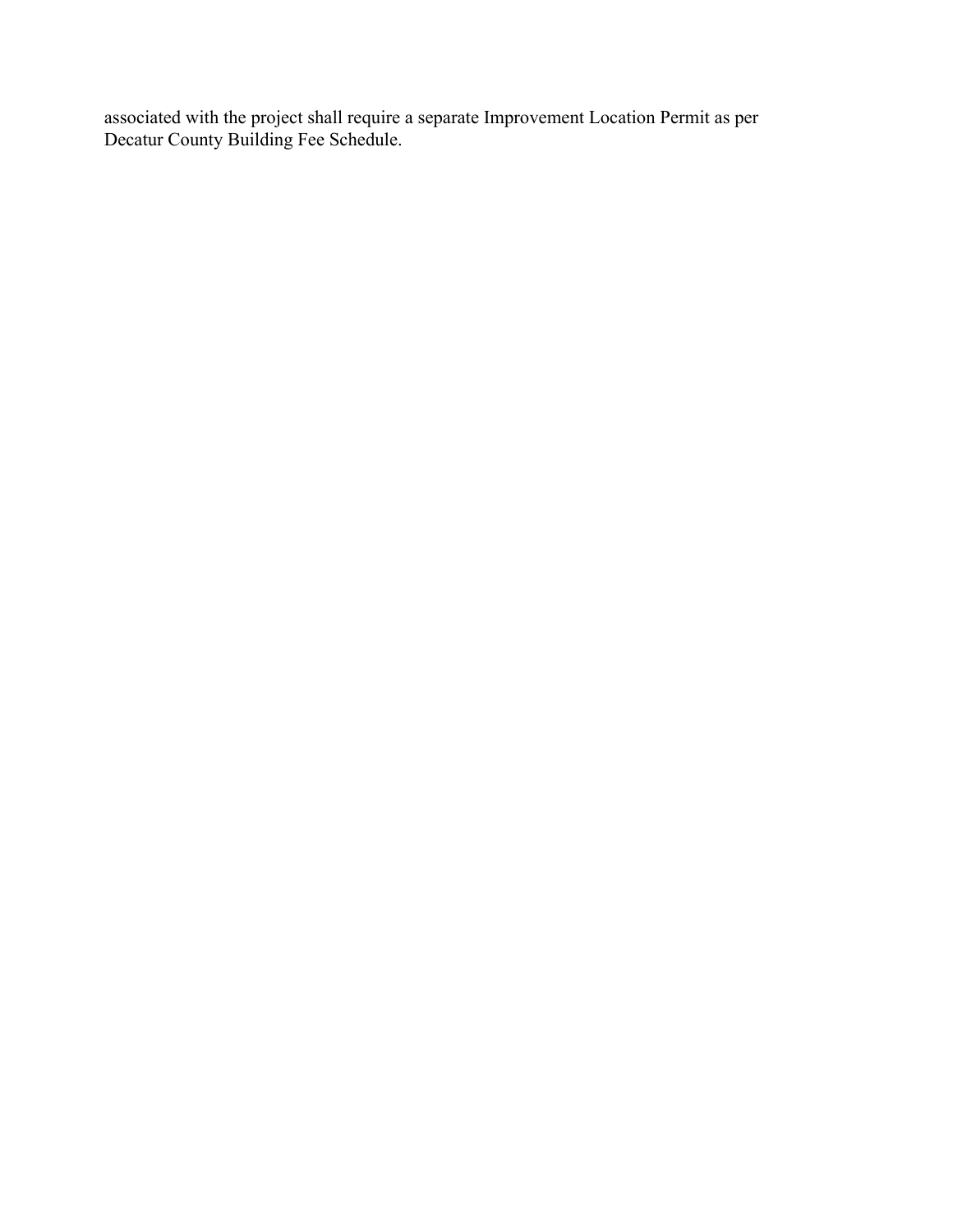associated with the project shall require a separate Improvement Location Permit as per Decatur County Building Fee Schedule.